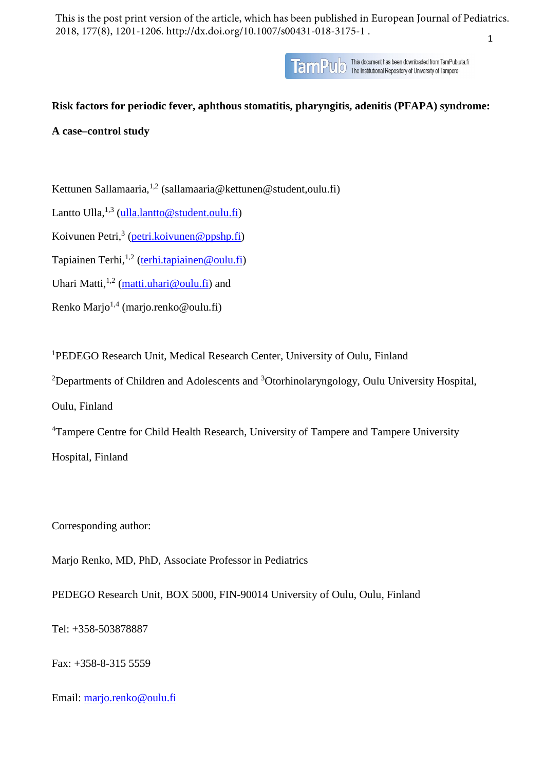This is the post print version of the article, which has been published in European Journal of Pediatrics. 2018, 177(8), 1201-1206. http://dx.doi.org/10.1007/s00431-018-3175-1 .

**Risk factors for periodic fever, aphthous stomatitis, pharyngitis, adenitis (PFAPA) syndrome: A case–control study**

Kettunen Sallamaaria,[1,2] (sallamaaria@kettunen@student,oulu.fi)

Lantto Ulla,[1,3] (ulla.lantto@student.oulu.fi)

Koivunen Petri,[3] (petri.koivunen@ppshp.fi)

Tapiainen Terhi,[1,2] (terhi.tapiainen@oulu.fi)

Uhari Matti,[1,2] (matti.uhari@oulu.fi) and

Renko Marjo[1,4] (marjo.renko@oulu.fi)

[1]PEDEGO Research Unit, Medical Research Center, University of Oulu, Finland

[2]Departments of Children and Adolescents and [3]Otorhinolaryngology, Oulu University Hospital, Oulu, Finland

[4]Tampere Centre for Child Health Research, University of Tampere and Tampere University Hospital, Finland

Corresponding author:

Marjo Renko, MD, PhD, Associate Professor in Pediatrics

PEDEGO Research Unit, BOX 5000, FIN-90014 University of Oulu, Oulu, Finland

Tel: +358-503878887

Fax: +358-8-315 5559

Email: marjo.renko@oulu.fi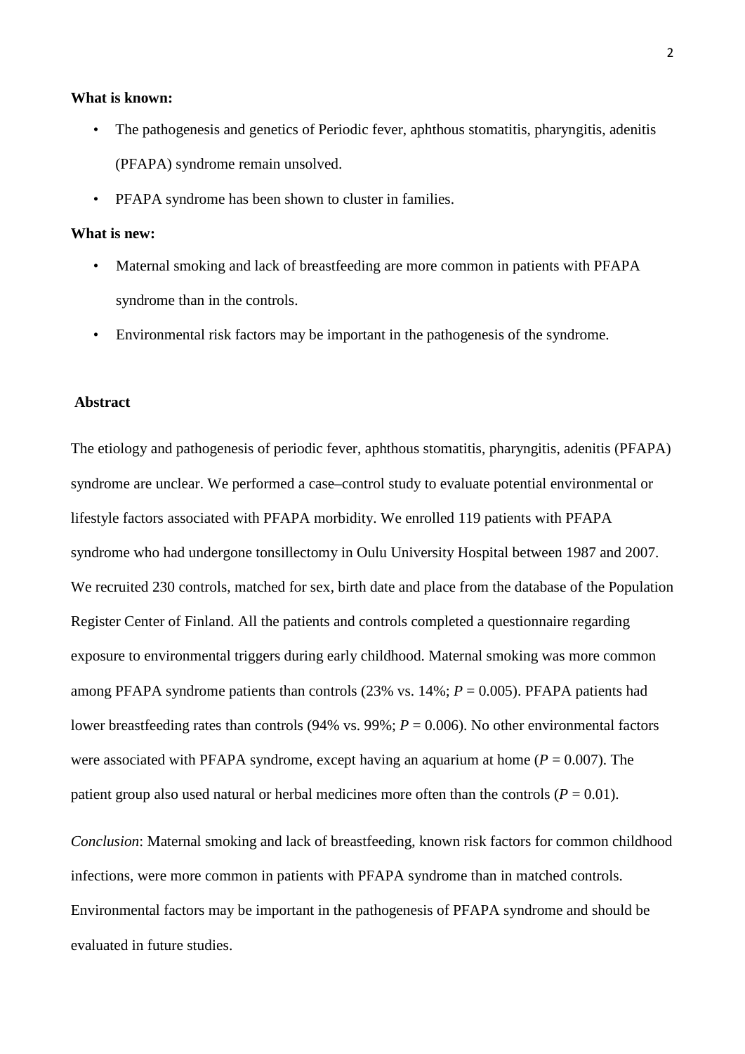**What is known:**

- The pathogenesis and genetics of Periodic fever, aphthous stomatitis, pharyngitis, adenitis (PFAPA) syndrome remain unsolved.
- PFAPA syndrome has been shown to cluster in families.

**What is new:**

- Maternal smoking and lack of breastfeeding are more common in patients with PFAPA syndrome than in the controls.
- Environmental risk factors may be important in the pathogenesis of the syndrome.

## Abstract

The etiology and pathogenesis of periodic fever, aphthous stomatitis, pharyngitis, adenitis (PFAPA) syndrome are unclear. We performed a case–control study to evaluate potential environmental or lifestyle factors associated with PFAPA morbidity. We enrolled 119 patients with PFAPA syndrome who had undergone tonsillectomy in Oulu University Hospital between 1987 and 2007. We recruited 230 controls, matched for sex, birth date and place from the database of the Population Register Center of Finland. All the patients and controls completed a questionnaire regarding exposure to environmental triggers during early childhood. Maternal smoking was more common among PFAPA syndrome patients than controls (23% vs. 14%; $P = 0.005$). PFAPA patients had lower breastfeeding rates than controls (94% vs. 99%; $P = 0.006$). No other environmental factors were associated with PFAPA syndrome, except having an aquarium at home ($P = 0.007$). The patient group also used natural or herbal medicines more often than the controls ($P = 0.01$).

*Conclusion*: Maternal smoking and lack of breastfeeding, known risk factors for common childhood infections, were more common in patients with PFAPA syndrome than in matched controls. Environmental factors may be important in the pathogenesis of PFAPA syndrome and should be evaluated in future studies.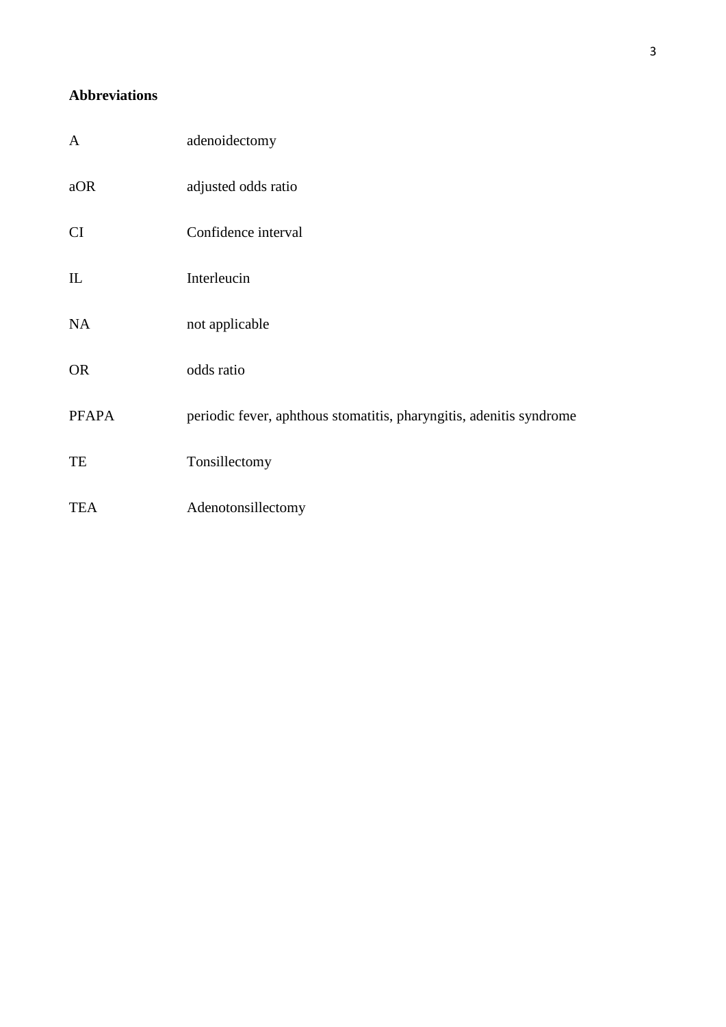**Abbreviations**

| | |
|---|---|
| A | adenoidectomy |
| aOR | adjusted odds ratio |
| CI | Confidence interval |
| IL | Interleucin |
| NA | not applicable |
| OR | odds ratio |
| PFAPA | periodic fever, aphthous stomatitis, pharyngitis, adenitis syndrome |
| TE | Tonsillectomy |
| TEA | Adenotonsillectomy |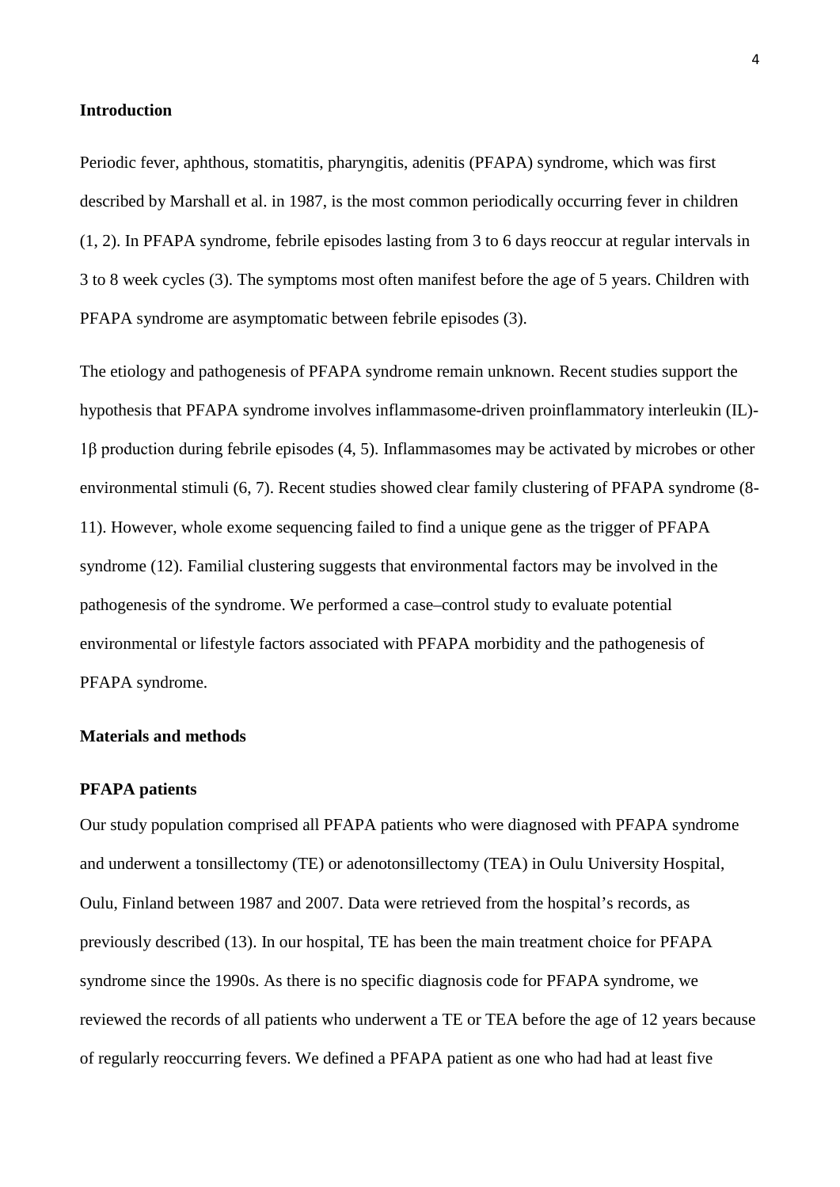## Introduction

Periodic fever, aphthous, stomatitis, pharyngitis, adenitis (PFAPA) syndrome, which was first described by Marshall et al. in 1987, is the most common periodically occurring fever in children (1, 2). In PFAPA syndrome, febrile episodes lasting from 3 to 6 days reoccur at regular intervals in 3 to 8 week cycles (3). The symptoms most often manifest before the age of 5 years. Children with PFAPA syndrome are asymptomatic between febrile episodes (3).

The etiology and pathogenesis of PFAPA syndrome remain unknown. Recent studies support the hypothesis that PFAPA syndrome involves inflammasome-driven proinflammatory interleukin (IL)-1β production during febrile episodes (4, 5). Inflammasomes may be activated by microbes or other environmental stimuli (6, 7). Recent studies showed clear family clustering of PFAPA syndrome (8-11). However, whole exome sequencing failed to find a unique gene as the trigger of PFAPA syndrome (12). Familial clustering suggests that environmental factors may be involved in the pathogenesis of the syndrome. We performed a case–control study to evaluate potential environmental or lifestyle factors associated with PFAPA morbidity and the pathogenesis of PFAPA syndrome.

## Materials and methods

### PFAPA patients

Our study population comprised all PFAPA patients who were diagnosed with PFAPA syndrome and underwent a tonsillectomy (TE) or adenotonsillectomy (TEA) in Oulu University Hospital, Oulu, Finland between 1987 and 2007. Data were retrieved from the hospital's records, as previously described (13). In our hospital, TE has been the main treatment choice for PFAPA syndrome since the 1990s. As there is no specific diagnosis code for PFAPA syndrome, we reviewed the records of all patients who underwent a TE or TEA before the age of 12 years because of regularly reoccurring fevers. We defined a PFAPA patient as one who had had at least five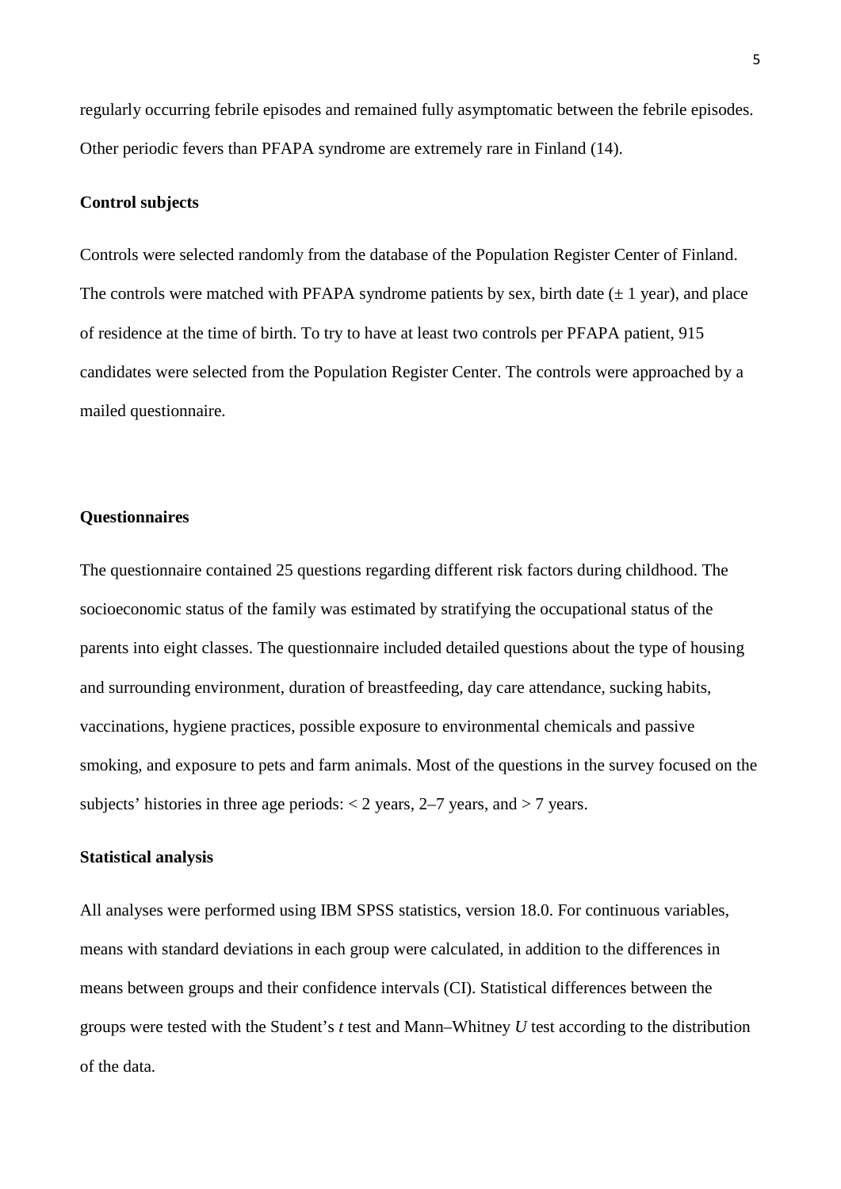regularly occurring febrile episodes and remained fully asymptomatic between the febrile episodes. Other periodic fevers than PFAPA syndrome are extremely rare in Finland (14).

**Control subjects**

Controls were selected randomly from the database of the Population Register Center of Finland. The controls were matched with PFAPA syndrome patients by sex, birth date (± 1 year), and place of residence at the time of birth. To try to have at least two controls per PFAPA patient, 915 candidates were selected from the Population Register Center. The controls were approached by a mailed questionnaire.

**Questionnaires**

The questionnaire contained 25 questions regarding different risk factors during childhood. The socioeconomic status of the family was estimated by stratifying the occupational status of the parents into eight classes. The questionnaire included detailed questions about the type of housing and surrounding environment, duration of breastfeeding, day care attendance, sucking habits, vaccinations, hygiene practices, possible exposure to environmental chemicals and passive smoking, and exposure to pets and farm animals. Most of the questions in the survey focused on the subjects' histories in three age periods: < 2 years, 2–7 years, and > 7 years.

**Statistical analysis**

All analyses were performed using IBM SPSS statistics, version 18.0. For continuous variables, means with standard deviations in each group were calculated, in addition to the differences in means between groups and their confidence intervals (CI). Statistical differences between the groups were tested with the Student's *t* test and Mann–Whitney *U* test according to the distribution of the data.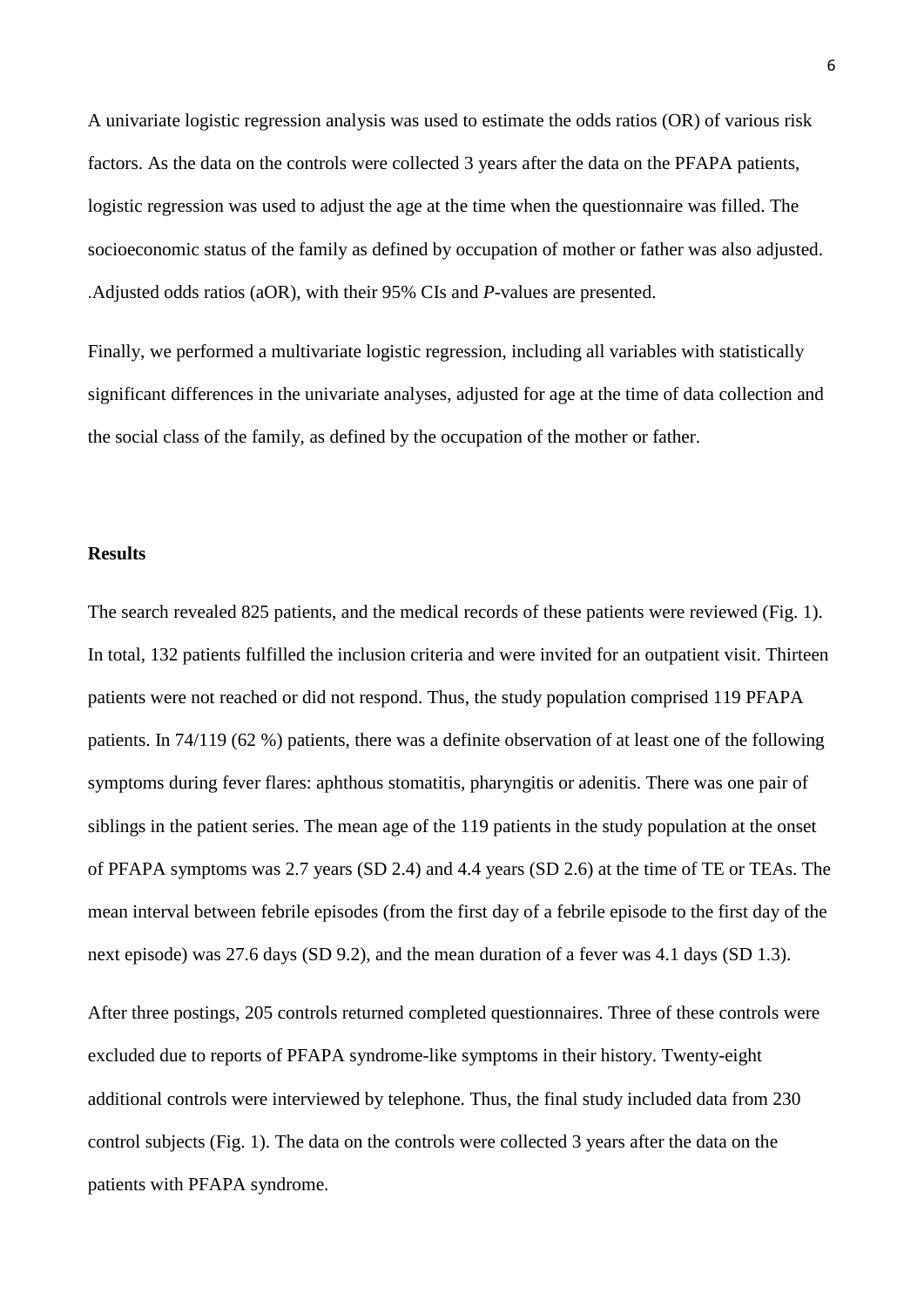A univariate logistic regression analysis was used to estimate the odds ratios (OR) of various risk factors. As the data on the controls were collected 3 years after the data on the PFAPA patients, logistic regression was used to adjust the age at the time when the questionnaire was filled. The socioeconomic status of the family as defined by occupation of mother or father was also adjusted. .Adjusted odds ratios (aOR), with their 95% CIs and *P*-values are presented.

Finally, we performed a multivariate logistic regression, including all variables with statistically significant differences in the univariate analyses, adjusted for age at the time of data collection and the social class of the family, as defined by the occupation of the mother or father.

**Results**

The search revealed 825 patients, and the medical records of these patients were reviewed (Fig. 1). In total, 132 patients fulfilled the inclusion criteria and were invited for an outpatient visit. Thirteen patients were not reached or did not respond. Thus, the study population comprised 119 PFAPA patients. In 74/119 (62 %) patients, there was a definite observation of at least one of the following symptoms during fever flares: aphthous stomatitis, pharyngitis or adenitis. There was one pair of siblings in the patient series. The mean age of the 119 patients in the study population at the onset of PFAPA symptoms was 2.7 years (SD 2.4) and 4.4 years (SD 2.6) at the time of TE or TEAs. The mean interval between febrile episodes (from the first day of a febrile episode to the first day of the next episode) was 27.6 days (SD 9.2), and the mean duration of a fever was 4.1 days (SD 1.3).

After three postings, 205 controls returned completed questionnaires. Three of these controls were excluded due to reports of PFAPA syndrome-like symptoms in their history. Twenty-eight additional controls were interviewed by telephone. Thus, the final study included data from 230 control subjects (Fig. 1). The data on the controls were collected 3 years after the data on the patients with PFAPA syndrome.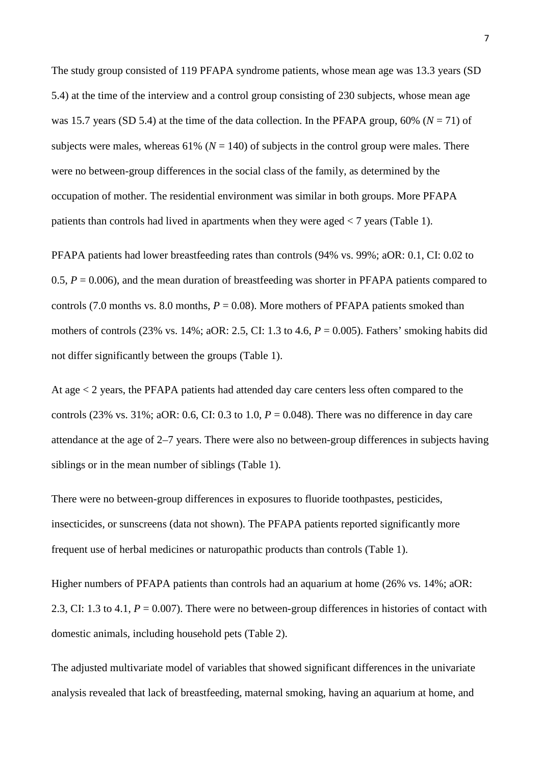The study group consisted of 119 PFAPA syndrome patients, whose mean age was 13.3 years (SD 5.4) at the time of the interview and a control group consisting of 230 subjects, whose mean age was 15.7 years (SD 5.4) at the time of the data collection. In the PFAPA group, 60% (*N* = 71) of subjects were males, whereas 61% (*N* = 140) of subjects in the control group were males. There were no between-group differences in the social class of the family, as determined by the occupation of mother. The residential environment was similar in both groups. More PFAPA patients than controls had lived in apartments when they were aged < 7 years (Table 1).

PFAPA patients had lower breastfeeding rates than controls (94% vs. 99%; aOR: 0.1, CI: 0.02 to 0.5, *P* = 0.006), and the mean duration of breastfeeding was shorter in PFAPA patients compared to controls (7.0 months vs. 8.0 months, *P* = 0.08). More mothers of PFAPA patients smoked than mothers of controls (23% vs. 14%; aOR: 2.5, CI: 1.3 to 4.6, *P* = 0.005). Fathers' smoking habits did not differ significantly between the groups (Table 1).

At age < 2 years, the PFAPA patients had attended day care centers less often compared to the controls (23% vs. 31%; aOR: 0.6, CI: 0.3 to 1.0, *P* = 0.048). There was no difference in day care attendance at the age of 2–7 years. There were also no between-group differences in subjects having siblings or in the mean number of siblings (Table 1).

There were no between-group differences in exposures to fluoride toothpastes, pesticides, insecticides, or sunscreens (data not shown). The PFAPA patients reported significantly more frequent use of herbal medicines or naturopathic products than controls (Table 1).

Higher numbers of PFAPA patients than controls had an aquarium at home (26% vs. 14%; aOR: 2.3, CI: 1.3 to 4.1, *P* = 0.007). There were no between-group differences in histories of contact with domestic animals, including household pets (Table 2).

The adjusted multivariate model of variables that showed significant differences in the univariate analysis revealed that lack of breastfeeding, maternal smoking, having an aquarium at home, and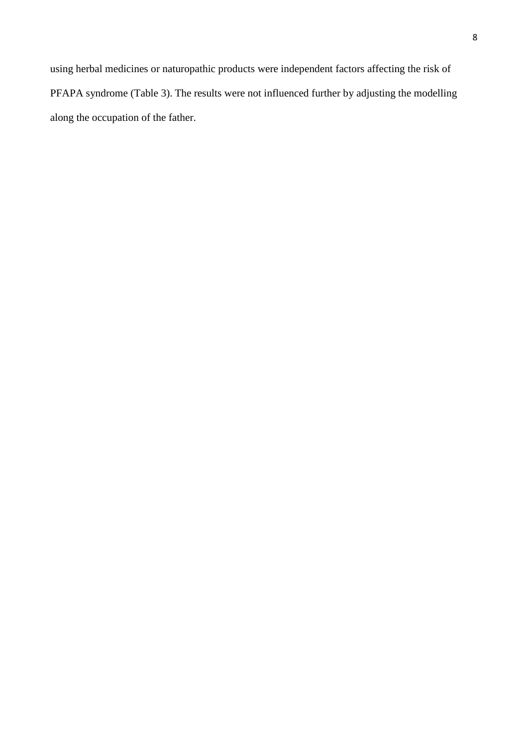using herbal medicines or naturopathic products were independent factors affecting the risk of PFAPA syndrome (Table 3). The results were not influenced further by adjusting the modelling along the occupation of the father.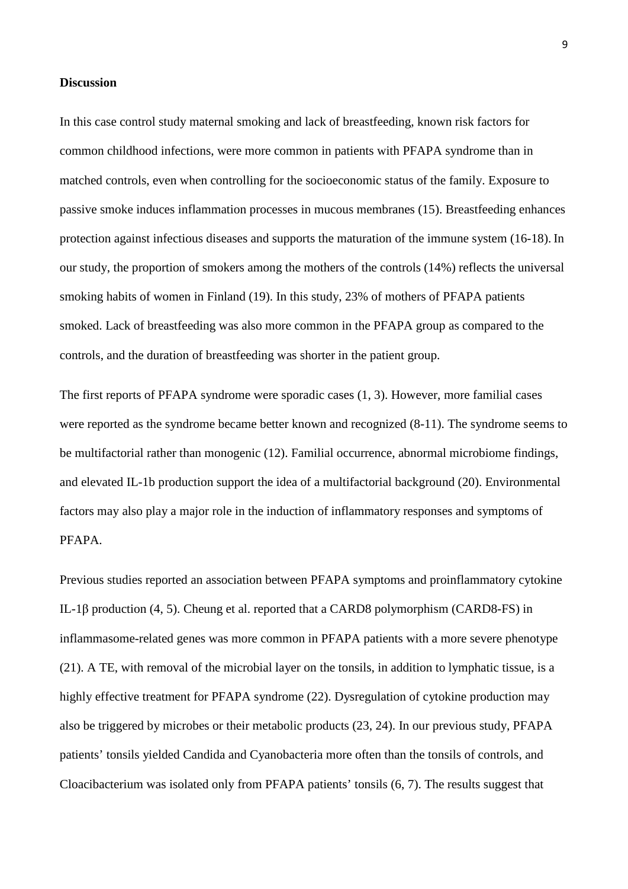**Discussion**

In this case control study maternal smoking and lack of breastfeeding, known risk factors for common childhood infections, were more common in patients with PFAPA syndrome than in matched controls, even when controlling for the socioeconomic status of the family. Exposure to passive smoke induces inflammation processes in mucous membranes (15). Breastfeeding enhances protection against infectious diseases and supports the maturation of the immune system (16-18). In our study, the proportion of smokers among the mothers of the controls (14%) reflects the universal smoking habits of women in Finland (19). In this study, 23% of mothers of PFAPA patients smoked. Lack of breastfeeding was also more common in the PFAPA group as compared to the controls, and the duration of breastfeeding was shorter in the patient group.

The first reports of PFAPA syndrome were sporadic cases (1, 3). However, more familial cases were reported as the syndrome became better known and recognized (8-11). The syndrome seems to be multifactorial rather than monogenic (12). Familial occurrence, abnormal microbiome findings, and elevated IL-1b production support the idea of a multifactorial background (20). Environmental factors may also play a major role in the induction of inflammatory responses and symptoms of PFAPA.

Previous studies reported an association between PFAPA symptoms and proinflammatory cytokine IL-1β production (4, 5). Cheung et al. reported that a CARD8 polymorphism (CARD8-FS) in inflammasome-related genes was more common in PFAPA patients with a more severe phenotype (21). A TE, with removal of the microbial layer on the tonsils, in addition to lymphatic tissue, is a highly effective treatment for PFAPA syndrome (22). Dysregulation of cytokine production may also be triggered by microbes or their metabolic products (23, 24). In our previous study, PFAPA patients' tonsils yielded Candida and Cyanobacteria more often than the tonsils of controls, and Cloacibacterium was isolated only from PFAPA patients' tonsils (6, 7). The results suggest that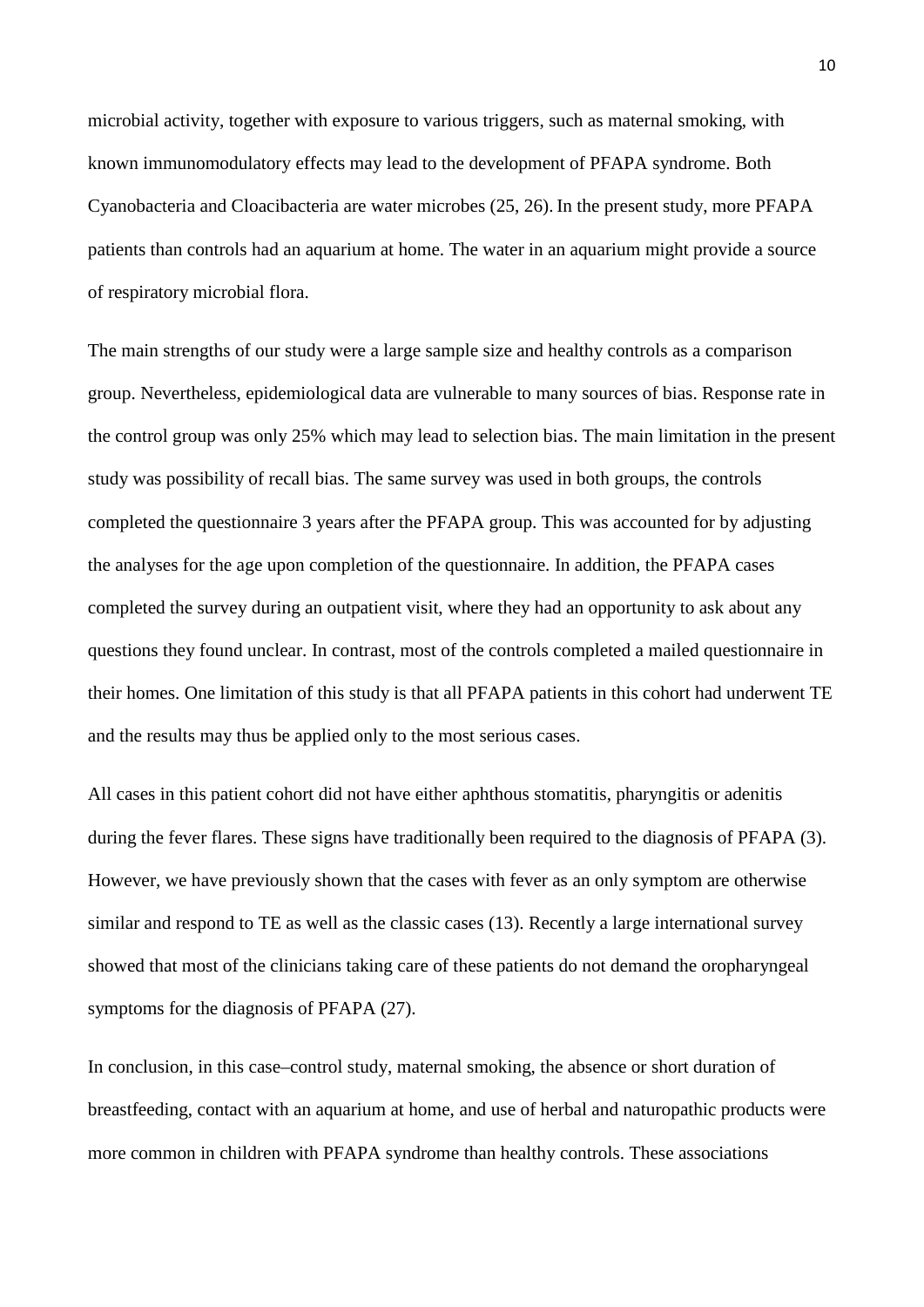microbial activity, together with exposure to various triggers, such as maternal smoking, with known immunomodulatory effects may lead to the development of PFAPA syndrome. Both Cyanobacteria and Cloacibacteria are water microbes (25, 26). In the present study, more PFAPA patients than controls had an aquarium at home. The water in an aquarium might provide a source of respiratory microbial flora.

The main strengths of our study were a large sample size and healthy controls as a comparison group. Nevertheless, epidemiological data are vulnerable to many sources of bias. Response rate in the control group was only 25% which may lead to selection bias. The main limitation in the present study was possibility of recall bias. The same survey was used in both groups, the controls completed the questionnaire 3 years after the PFAPA group. This was accounted for by adjusting the analyses for the age upon completion of the questionnaire. In addition, the PFAPA cases completed the survey during an outpatient visit, where they had an opportunity to ask about any questions they found unclear. In contrast, most of the controls completed a mailed questionnaire in their homes. One limitation of this study is that all PFAPA patients in this cohort had underwent TE and the results may thus be applied only to the most serious cases.

All cases in this patient cohort did not have either aphthous stomatitis, pharyngitis or adenitis during the fever flares. These signs have traditionally been required to the diagnosis of PFAPA (3). However, we have previously shown that the cases with fever as an only symptom are otherwise similar and respond to TE as well as the classic cases (13). Recently a large international survey showed that most of the clinicians taking care of these patients do not demand the oropharyngeal symptoms for the diagnosis of PFAPA (27).

In conclusion, in this case–control study, maternal smoking, the absence or short duration of breastfeeding, contact with an aquarium at home, and use of herbal and naturopathic products were more common in children with PFAPA syndrome than healthy controls. These associations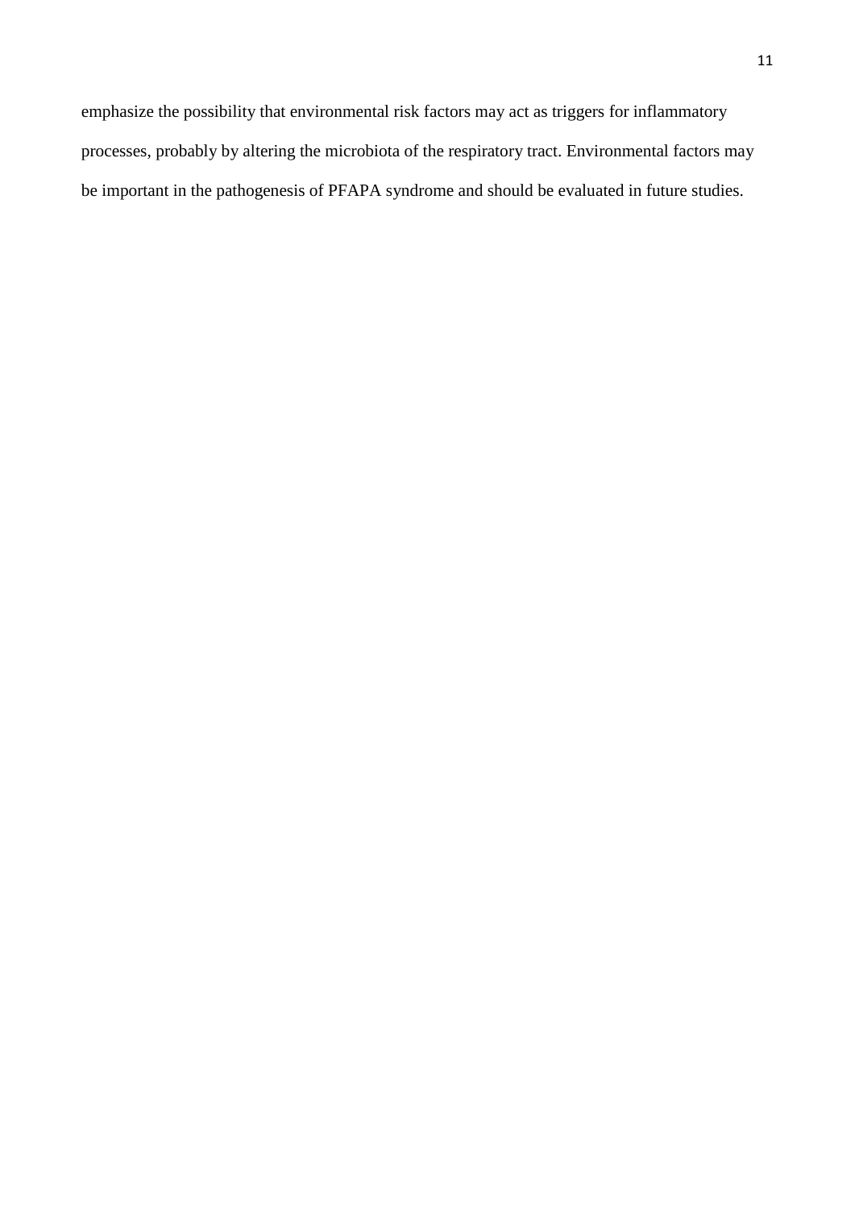emphasize the possibility that environmental risk factors may act as triggers for inflammatory processes, probably by altering the microbiota of the respiratory tract. Environmental factors may be important in the pathogenesis of PFAPA syndrome and should be evaluated in future studies.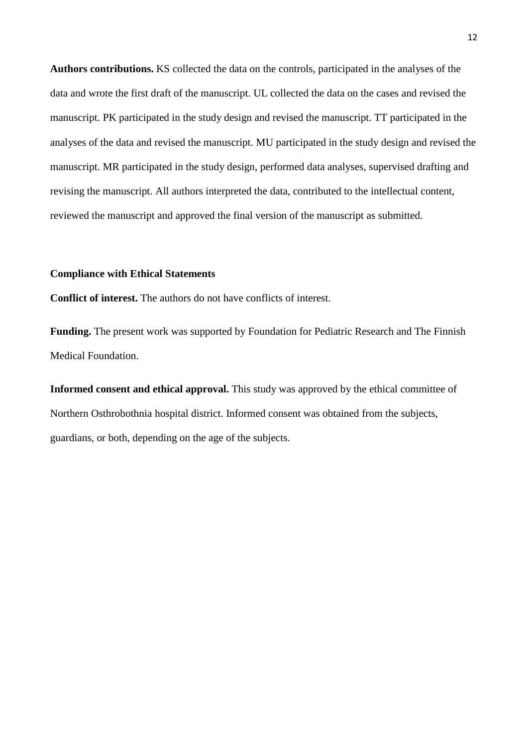**Authors contributions.** KS collected the data on the controls, participated in the analyses of the data and wrote the first draft of the manuscript. UL collected the data on the cases and revised the manuscript. PK participated in the study design and revised the manuscript. TT participated in the analyses of the data and revised the manuscript. MU participated in the study design and revised the manuscript. MR participated in the study design, performed data analyses, supervised drafting and revising the manuscript. All authors interpreted the data, contributed to the intellectual content, reviewed the manuscript and approved the final version of the manuscript as submitted.

**Compliance with Ethical Statements**

**Conflict of interest.** The authors do not have conflicts of interest.

**Funding.** The present work was supported by Foundation for Pediatric Research and The Finnish Medical Foundation.

**Informed consent and ethical approval.** This study was approved by the ethical committee of Northern Osthrobothnia hospital district. Informed consent was obtained from the subjects, guardians, or both, depending on the age of the subjects.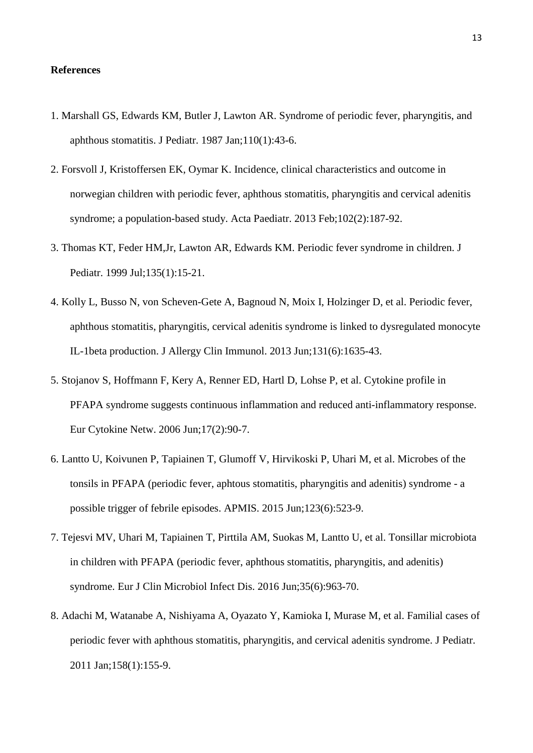**References**

1. Marshall GS, Edwards KM, Butler J, Lawton AR. Syndrome of periodic fever, pharyngitis, and aphthous stomatitis. J Pediatr. 1987 Jan;110(1):43-6.
2. Forsvoll J, Kristoffersen EK, Oymar K. Incidence, clinical characteristics and outcome in norwegian children with periodic fever, aphthous stomatitis, pharyngitis and cervical adenitis syndrome; a population-based study. Acta Paediatr. 2013 Feb;102(2):187-92.
3. Thomas KT, Feder HM,Jr, Lawton AR, Edwards KM. Periodic fever syndrome in children. J Pediatr. 1999 Jul;135(1):15-21.
4. Kolly L, Busso N, von Scheven-Gete A, Bagnoud N, Moix I, Holzinger D, et al. Periodic fever, aphthous stomatitis, pharyngitis, cervical adenitis syndrome is linked to dysregulated monocyte IL-1beta production. J Allergy Clin Immunol. 2013 Jun;131(6):1635-43.
5. Stojanov S, Hoffmann F, Kery A, Renner ED, Hartl D, Lohse P, et al. Cytokine profile in PFAPA syndrome suggests continuous inflammation and reduced anti-inflammatory response. Eur Cytokine Netw. 2006 Jun;17(2):90-7.
6. Lantto U, Koivunen P, Tapiainen T, Glumoff V, Hirvikoski P, Uhari M, et al. Microbes of the tonsils in PFAPA (periodic fever, aphtous stomatitis, pharyngitis and adenitis) syndrome - a possible trigger of febrile episodes. APMIS. 2015 Jun;123(6):523-9.
7. Tejesvi MV, Uhari M, Tapiainen T, Pirttila AM, Suokas M, Lantto U, et al. Tonsillar microbiota in children with PFAPA (periodic fever, aphthous stomatitis, pharyngitis, and adenitis) syndrome. Eur J Clin Microbiol Infect Dis. 2016 Jun;35(6):963-70.
8. Adachi M, Watanabe A, Nishiyama A, Oyazato Y, Kamioka I, Murase M, et al. Familial cases of periodic fever with aphthous stomatitis, pharyngitis, and cervical adenitis syndrome. J Pediatr. 2011 Jan;158(1):155-9.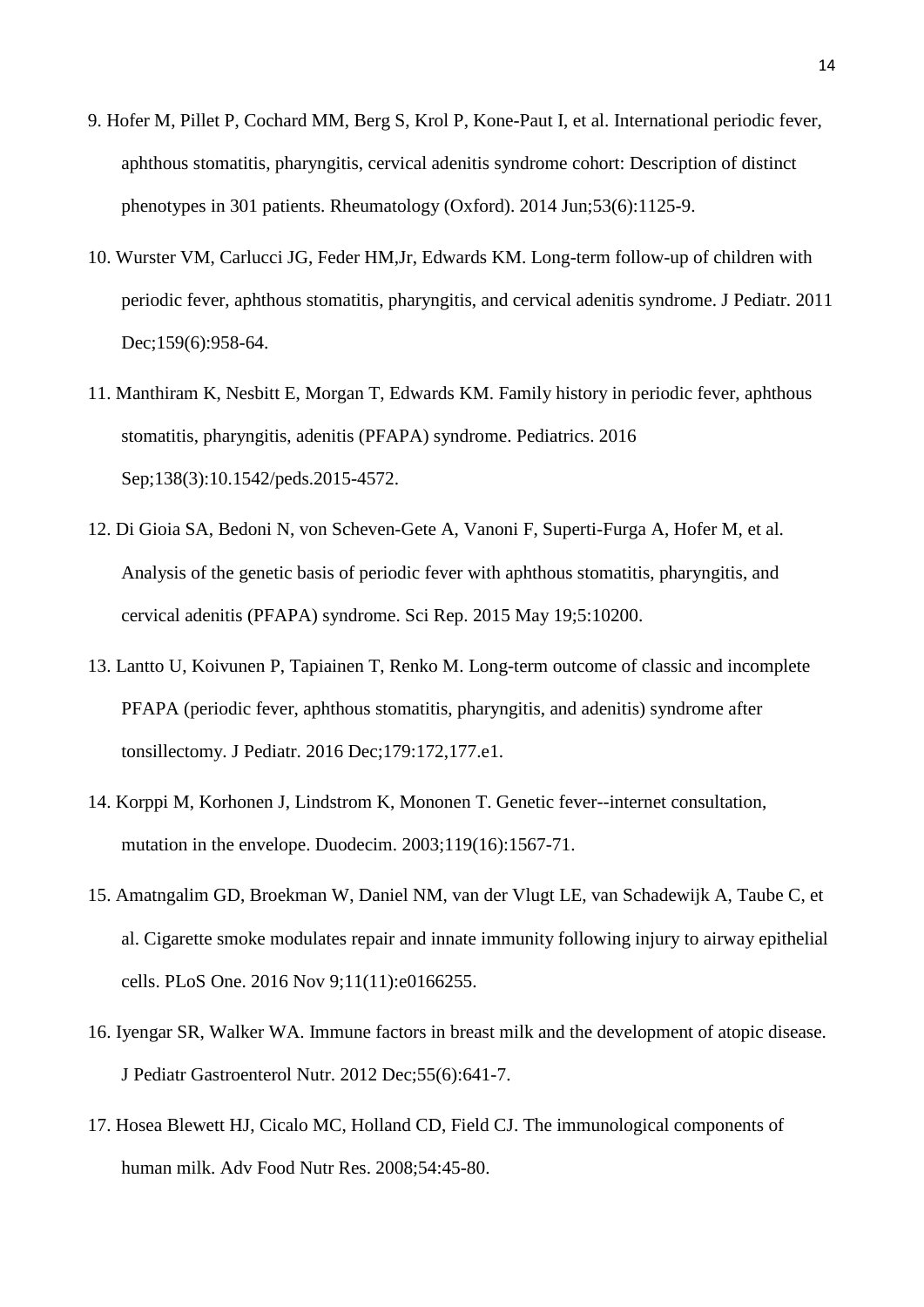9. Hofer M, Pillet P, Cochard MM, Berg S, Krol P, Kone-Paut I, et al. International periodic fever, aphthous stomatitis, pharyngitis, cervical adenitis syndrome cohort: Description of distinct phenotypes in 301 patients. Rheumatology (Oxford). 2014 Jun;53(6):1125-9.

10. Wurster VM, Carlucci JG, Feder HM,Jr, Edwards KM. Long-term follow-up of children with periodic fever, aphthous stomatitis, pharyngitis, and cervical adenitis syndrome. J Pediatr. 2011 Dec;159(6):958-64.

11. Manthiram K, Nesbitt E, Morgan T, Edwards KM. Family history in periodic fever, aphthous stomatitis, pharyngitis, adenitis (PFAPA) syndrome. Pediatrics. 2016 Sep;138(3):10.1542/peds.2015-4572.

12. Di Gioia SA, Bedoni N, von Scheven-Gete A, Vanoni F, Superti-Furga A, Hofer M, et al. Analysis of the genetic basis of periodic fever with aphthous stomatitis, pharyngitis, and cervical adenitis (PFAPA) syndrome. Sci Rep. 2015 May 19;5:10200.

13. Lantto U, Koivunen P, Tapiainen T, Renko M. Long-term outcome of classic and incomplete PFAPA (periodic fever, aphthous stomatitis, pharyngitis, and adenitis) syndrome after tonsillectomy. J Pediatr. 2016 Dec;179:172,177.e1.

14. Korppi M, Korhonen J, Lindstrom K, Mononen T. Genetic fever--internet consultation, mutation in the envelope. Duodecim. 2003;119(16):1567-71.

15. Amatngalim GD, Broekman W, Daniel NM, van der Vlugt LE, van Schadewijk A, Taube C, et al. Cigarette smoke modulates repair and innate immunity following injury to airway epithelial cells. PLoS One. 2016 Nov 9;11(11):e0166255.

16. Iyengar SR, Walker WA. Immune factors in breast milk and the development of atopic disease. J Pediatr Gastroenterol Nutr. 2012 Dec;55(6):641-7.

17. Hosea Blewett HJ, Cicalo MC, Holland CD, Field CJ. The immunological components of human milk. Adv Food Nutr Res. 2008;54:45-80.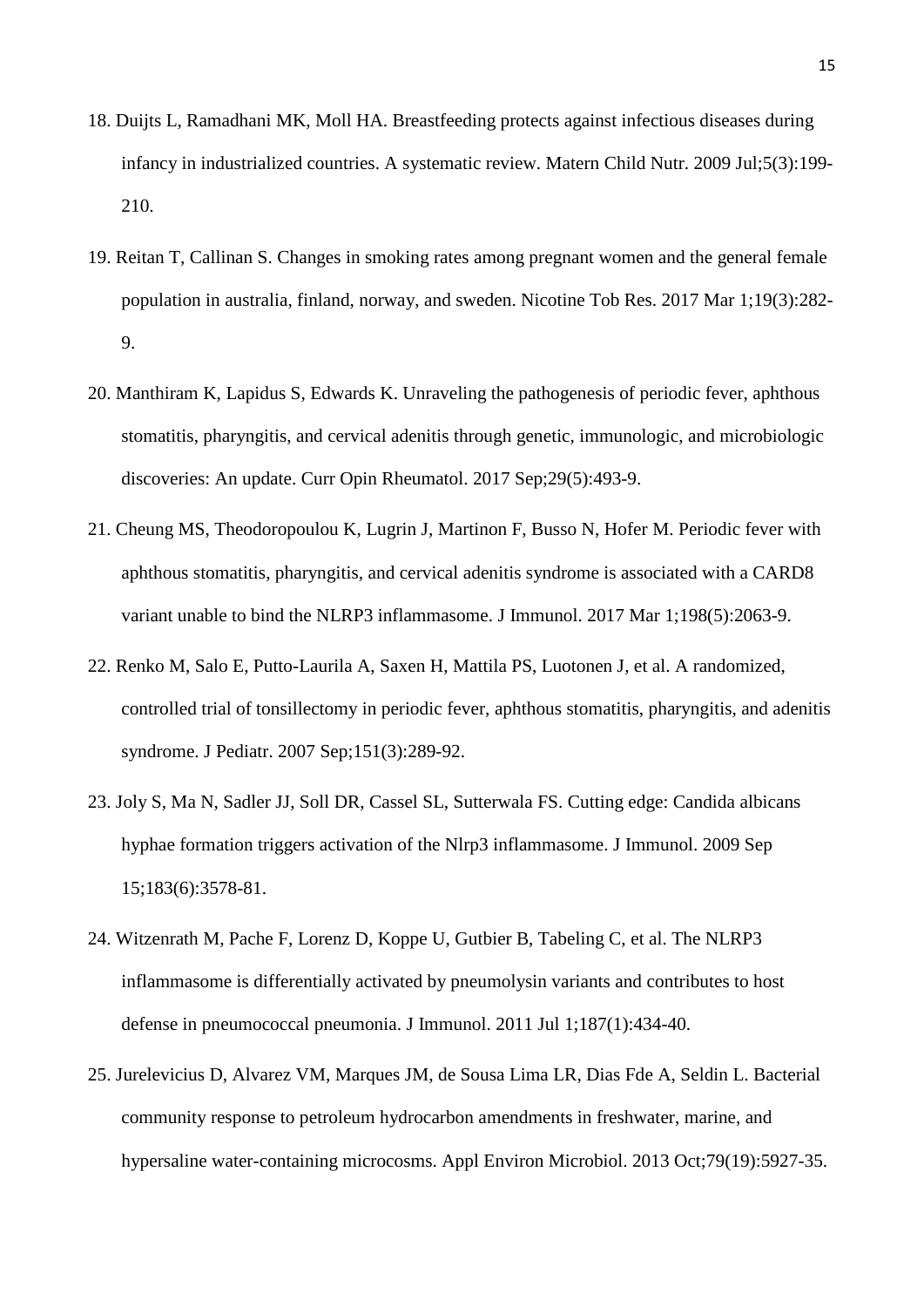18. Duijts L, Ramadhani MK, Moll HA. Breastfeeding protects against infectious diseases during infancy in industrialized countries. A systematic review. Matern Child Nutr. 2009 Jul;5(3):199-210.

19. Reitan T, Callinan S. Changes in smoking rates among pregnant women and the general female population in australia, finland, norway, and sweden. Nicotine Tob Res. 2017 Mar 1;19(3):282-9.

20. Manthiram K, Lapidus S, Edwards K. Unraveling the pathogenesis of periodic fever, aphthous stomatitis, pharyngitis, and cervical adenitis through genetic, immunologic, and microbiologic discoveries: An update. Curr Opin Rheumatol. 2017 Sep;29(5):493-9.

21. Cheung MS, Theodoropoulou K, Lugrin J, Martinon F, Busso N, Hofer M. Periodic fever with aphthous stomatitis, pharyngitis, and cervical adenitis syndrome is associated with a CARD8 variant unable to bind the NLRP3 inflammasome. J Immunol. 2017 Mar 1;198(5):2063-9.

22. Renko M, Salo E, Putto-Laurila A, Saxen H, Mattila PS, Luotonen J, et al. A randomized, controlled trial of tonsillectomy in periodic fever, aphthous stomatitis, pharyngitis, and adenitis syndrome. J Pediatr. 2007 Sep;151(3):289-92.

23. Joly S, Ma N, Sadler JJ, Soll DR, Cassel SL, Sutterwala FS. Cutting edge: Candida albicans hyphae formation triggers activation of the Nlrp3 inflammasome. J Immunol. 2009 Sep 15;183(6):3578-81.

24. Witzenrath M, Pache F, Lorenz D, Koppe U, Gutbier B, Tabeling C, et al. The NLRP3 inflammasome is differentially activated by pneumolysin variants and contributes to host defense in pneumococcal pneumonia. J Immunol. 2011 Jul 1;187(1):434-40.

25. Jurelevicius D, Alvarez VM, Marques JM, de Sousa Lima LR, Dias Fde A, Seldin L. Bacterial community response to petroleum hydrocarbon amendments in freshwater, marine, and hypersaline water-containing microcosms. Appl Environ Microbiol. 2013 Oct;79(19):5927-35.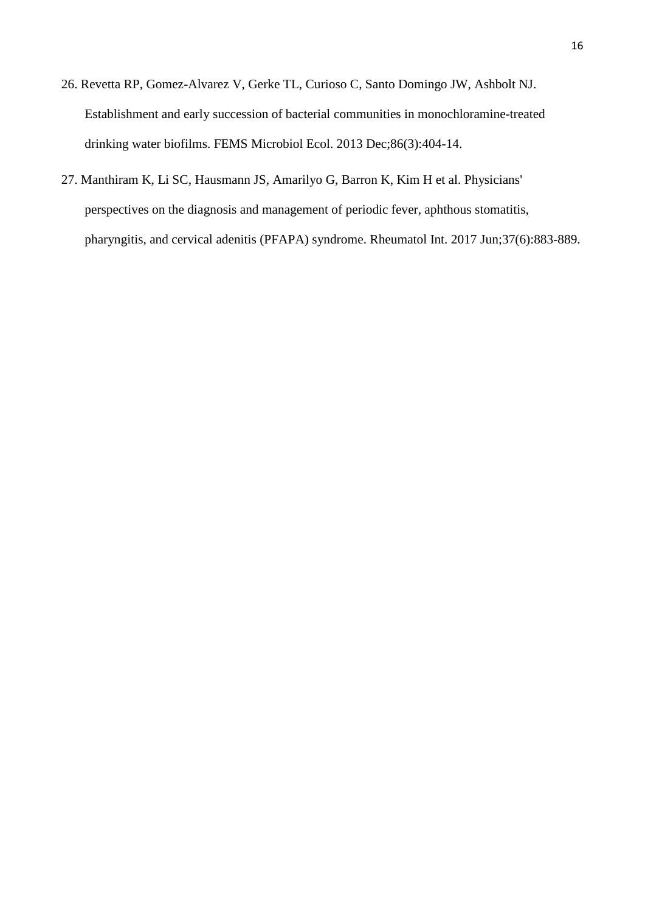26. Revetta RP, Gomez-Alvarez V, Gerke TL, Curioso C, Santo Domingo JW, Ashbolt NJ. Establishment and early succession of bacterial communities in monochloramine-treated drinking water biofilms. FEMS Microbiol Ecol. 2013 Dec;86(3):404-14.

27. Manthiram K, Li SC, Hausmann JS, Amarilyo G, Barron K, Kim H et al. Physicians' perspectives on the diagnosis and management of periodic fever, aphthous stomatitis, pharyngitis, and cervical adenitis (PFAPA) syndrome. Rheumatol Int. 2017 Jun;37(6):883-889.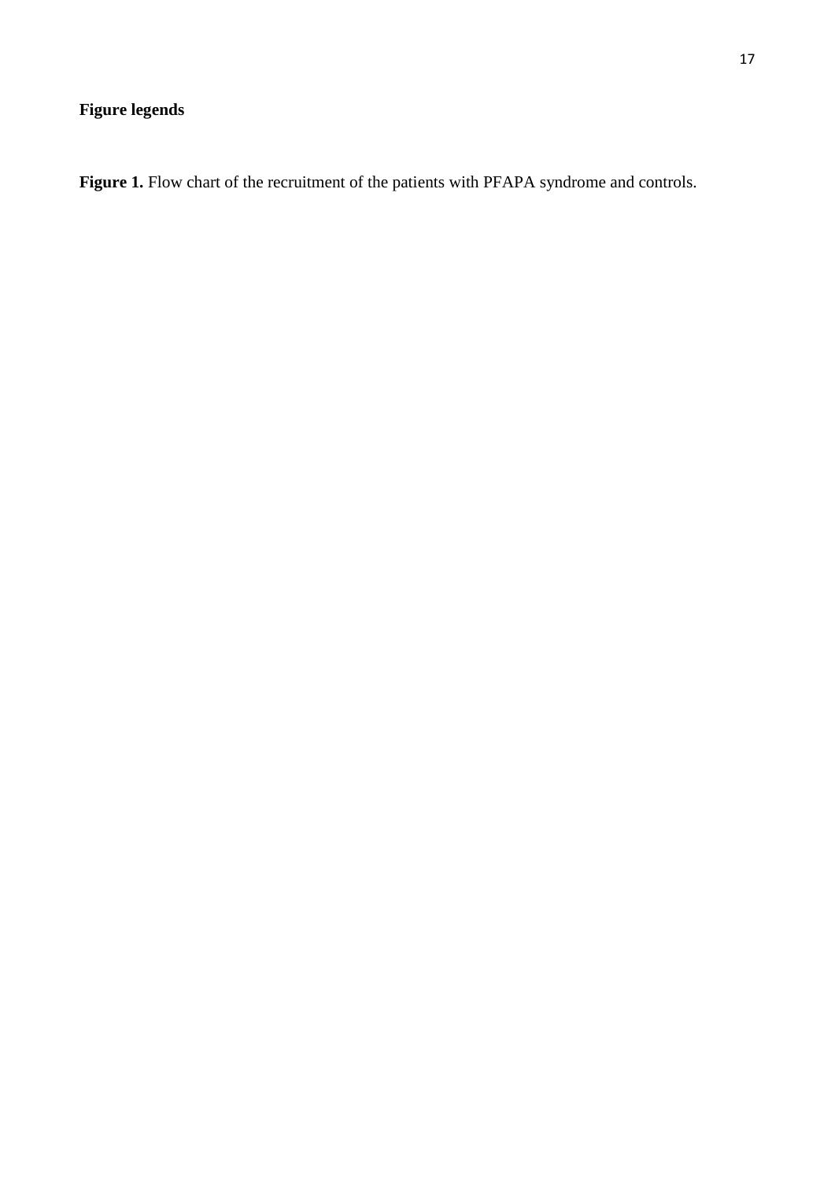**Figure legends**

**Figure 1.** Flow chart of the recruitment of the patients with PFAPA syndrome and controls.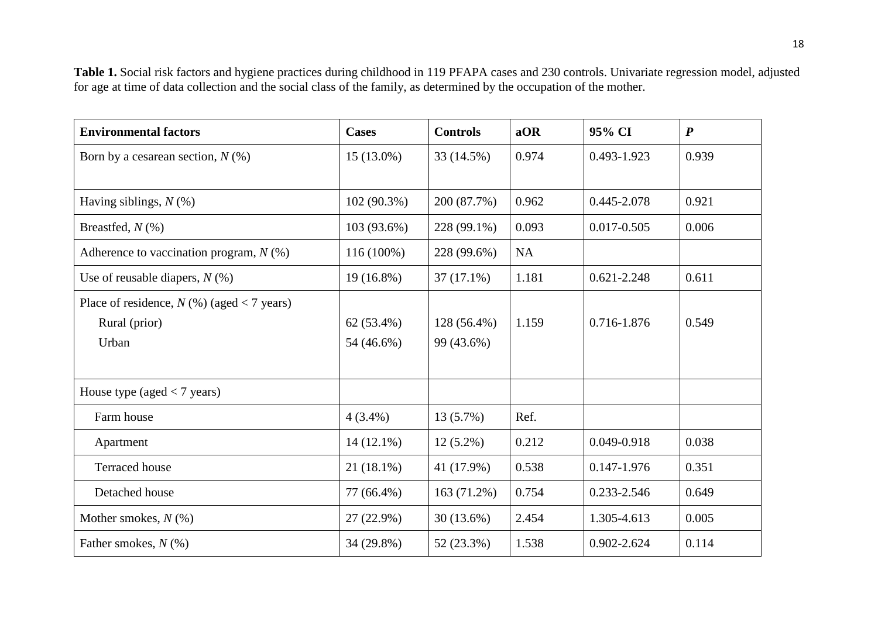**Table 1.** Social risk factors and hygiene practices during childhood in 119 PFAPA cases and 230 controls. Univariate regression model, adjusted for age at time of data collection and the social class of the family, as determined by the occupation of the mother.

| **Environmental factors** | **Cases** | **Controls** | **aOR** | **95% CI** | ***P*** |
|---|---|---|---|---|---|
| Born by a cesarean section, *N* (%) | 15 (13.0%) | 33 (14.5%) | 0.974 | 0.493-1.923 | 0.939 |
| Having siblings, *N* (%) | 102 (90.3%) | 200 (87.7%) | 0.962 | 0.445-2.078 | 0.921 |
| Breastfed, *N* (%) | 103 (93.6%) | 228 (99.1%) | 0.093 | 0.017-0.505 | 0.006 |
| Adherence to vaccination program, *N* (%) | 116 (100%) | 228 (99.6%) | NA | | |
| Use of reusable diapers, *N* (%) | 19 (16.8%) | 37 (17.1%) | 1.181 | 0.621-2.248 | 0.611 |
| Place of residence, *N* (%) (aged < 7 years) | | | | | |
| Rural (prior) | 62 (53.4%) | 128 (56.4%) | 1.159 | 0.716-1.876 | 0.549 |
| Urban | 54 (46.6%) | 99 (43.6%) | | | |
| House type (aged < 7 years) | | | | | |
| Farm house | 4 (3.4%) | 13 (5.7%) | Ref. | | |
| Apartment | 14 (12.1%) | 12 (5.2%) | 0.212 | 0.049-0.918 | 0.038 |
| Terraced house | 21 (18.1%) | 41 (17.9%) | 0.538 | 0.147-1.976 | 0.351 |
| Detached house | 77 (66.4%) | 163 (71.2%) | 0.754 | 0.233-2.546 | 0.649 |
| Mother smokes, *N* (%) | 27 (22.9%) | 30 (13.6%) | 2.454 | 1.305-4.613 | 0.005 |
| Father smokes, *N* (%) | 34 (29.8%) | 52 (23.3%) | 1.538 | 0.902-2.624 | 0.114 |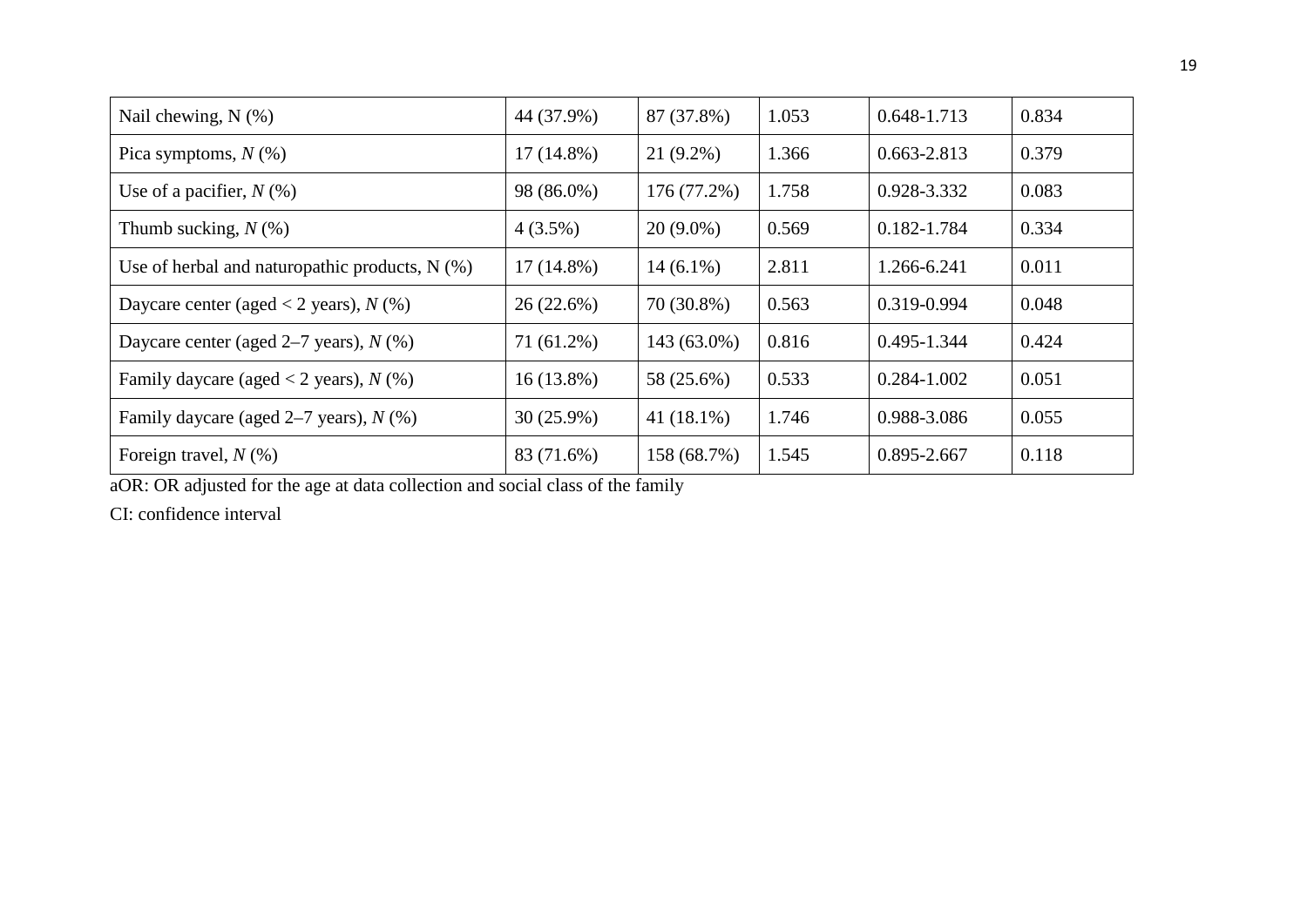| | | | | | |
|---|---|---|---|---|---|
| Nail chewing, N (%) | 44 (37.9%) | 87 (37.8%) | 1.053 | 0.648-1.713 | 0.834 |
| Pica symptoms, *N* (%) | 17 (14.8%) | 21 (9.2%) | 1.366 | 0.663-2.813 | 0.379 |
| Use of a pacifier, *N* (%) | 98 (86.0%) | 176 (77.2%) | 1.758 | 0.928-3.332 | 0.083 |
| Thumb sucking, *N* (%) | 4 (3.5%) | 20 (9.0%) | 0.569 | 0.182-1.784 | 0.334 |
| Use of herbal and naturopathic products, N (%) | 17 (14.8%) | 14 (6.1%) | 2.811 | 1.266-6.241 | 0.011 |
| Daycare center (aged < 2 years), *N* (%) | 26 (22.6%) | 70 (30.8%) | 0.563 | 0.319-0.994 | 0.048 |
| Daycare center (aged 2–7 years), *N* (%) | 71 (61.2%) | 143 (63.0%) | 0.816 | 0.495-1.344 | 0.424 |
| Family daycare (aged < 2 years), *N* (%) | 16 (13.8%) | 58 (25.6%) | 0.533 | 0.284-1.002 | 0.051 |
| Family daycare (aged 2–7 years), *N* (%) | 30 (25.9%) | 41 (18.1%) | 1.746 | 0.988-3.086 | 0.055 |
| Foreign travel, *N* (%) | 83 (71.6%) | 158 (68.7%) | 1.545 | 0.895-2.667 | 0.118 |

aOR: OR adjusted for the age at data collection and social class of the family

CI: confidence interval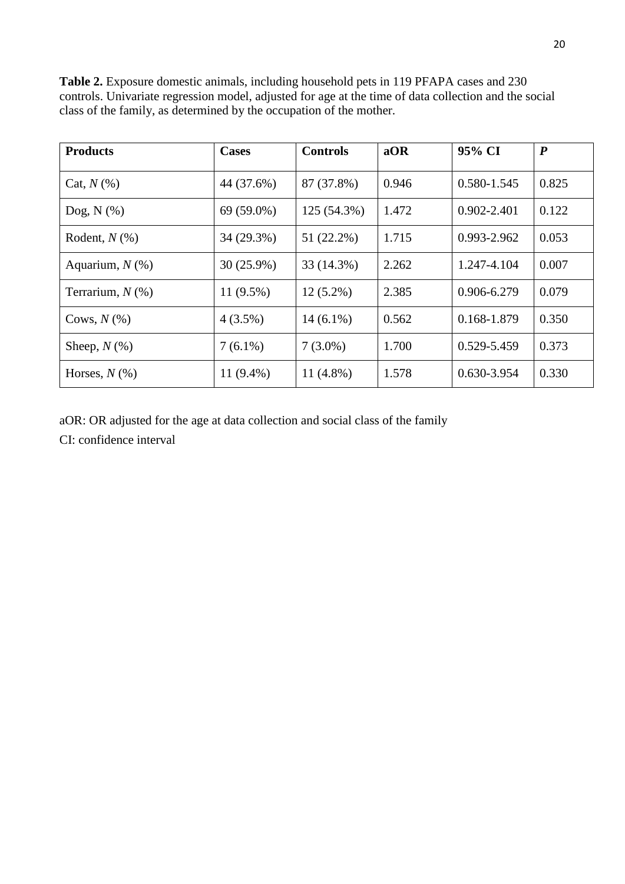**Table 2.** Exposure domestic animals, including household pets in 119 PFAPA cases and 230 controls. Univariate regression model, adjusted for age at the time of data collection and the social class of the family, as determined by the occupation of the mother.

| **Products** | **Cases** | **Controls** | **aOR** | **95% CI** | ***P*** |
|---|---|---|---|---|---|
| Cat, *N* (%) | 44 (37.6%) | 87 (37.8%) | 0.946 | 0.580-1.545 | 0.825 |
| Dog, N (%) | 69 (59.0%) | 125 (54.3%) | 1.472 | 0.902-2.401 | 0.122 |
| Rodent, *N* (%) | 34 (29.3%) | 51 (22.2%) | 1.715 | 0.993-2.962 | 0.053 |
| Aquarium, *N* (%) | 30 (25.9%) | 33 (14.3%) | 2.262 | 1.247-4.104 | 0.007 |
| Terrarium, *N* (%) | 11 (9.5%) | 12 (5.2%) | 2.385 | 0.906-6.279 | 0.079 |
| Cows, *N* (%) | 4 (3.5%) | 14 (6.1%) | 0.562 | 0.168-1.879 | 0.350 |
| Sheep, *N* (%) | 7 (6.1%) | 7 (3.0%) | 1.700 | 0.529-5.459 | 0.373 |
| Horses, *N* (%) | 11 (9.4%) | 11 (4.8%) | 1.578 | 0.630-3.954 | 0.330 |

aOR: OR adjusted for the age at data collection and social class of the family

CI: confidence interval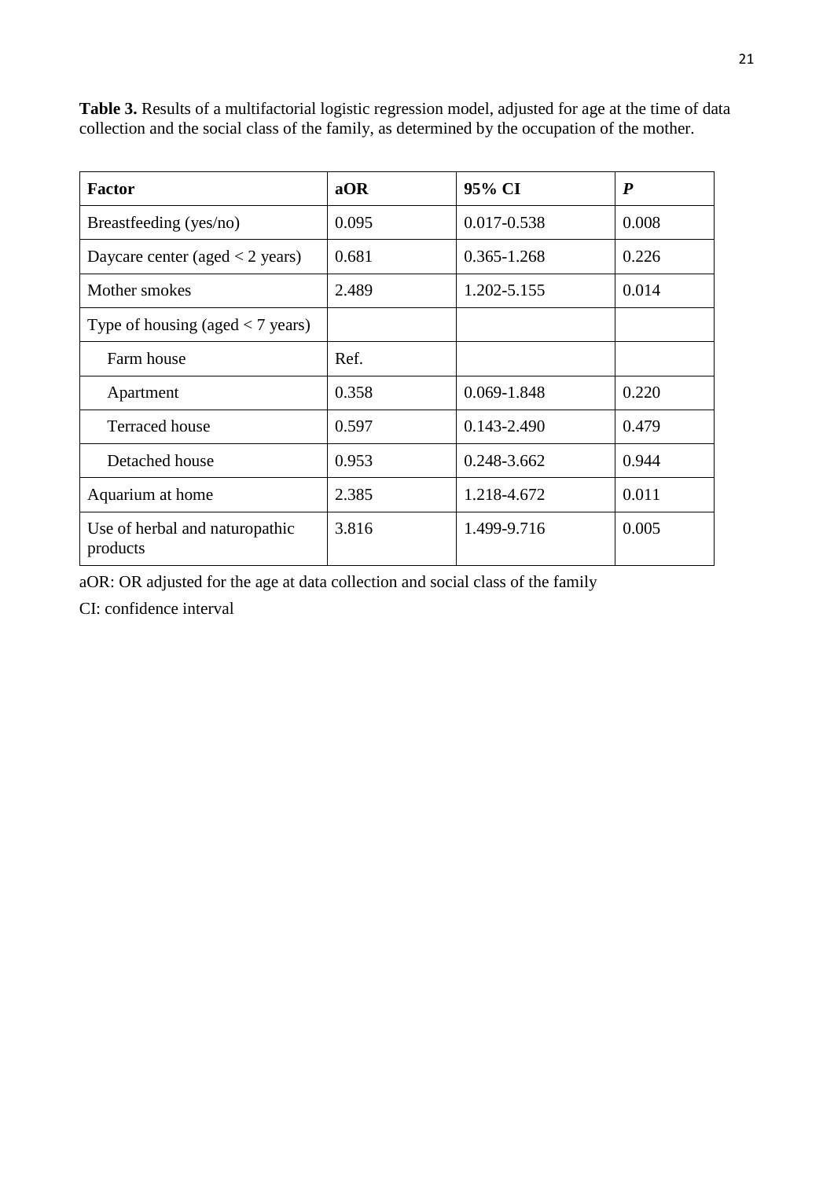**Table 3.** Results of a multifactorial logistic regression model, adjusted for age at the time of data collection and the social class of the family, as determined by the occupation of the mother.

| **Factor** | **aOR** | **95% CI** | ***P*** |
|---|---|---|---|
| Breastfeeding (yes/no) | 0.095 | 0.017-0.538 | 0.008 |
| Daycare center (aged < 2 years) | 0.681 | 0.365-1.268 | 0.226 |
| Mother smokes | 2.489 | 1.202-5.155 | 0.014 |
| Type of housing (aged < 7 years) | | | |
| Farm house | Ref. | | |
| Apartment | 0.358 | 0.069-1.848 | 0.220 |
| Terraced house | 0.597 | 0.143-2.490 | 0.479 |
| Detached house | 0.953 | 0.248-3.662 | 0.944 |
| Aquarium at home | 2.385 | 1.218-4.672 | 0.011 |
| Use of herbal and naturopathic products | 3.816 | 1.499-9.716 | 0.005 |

aOR: OR adjusted for the age at data collection and social class of the family

CI: confidence interval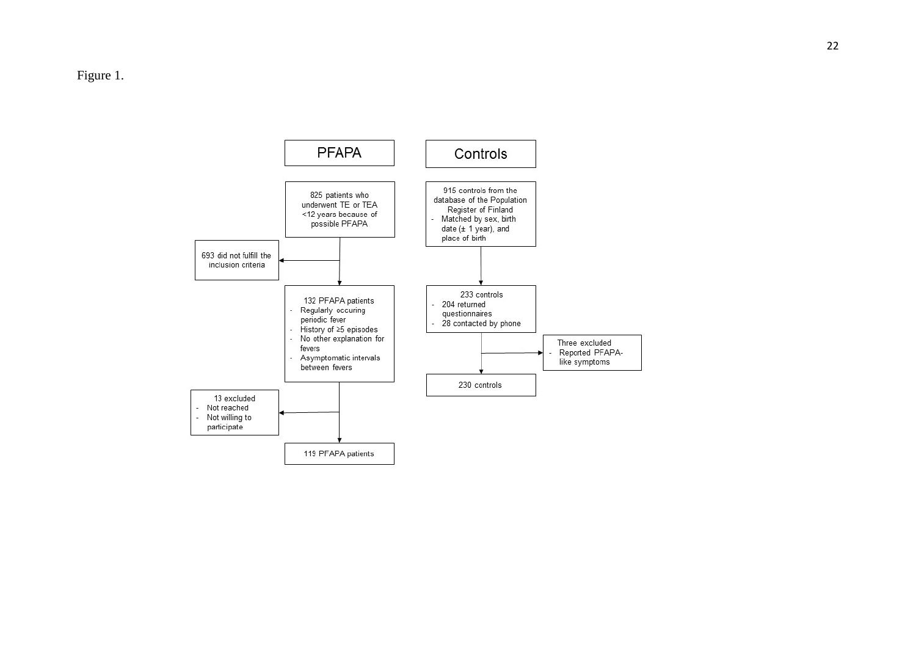Figure 1.

PFAPA

Controls

825 patients who underwent TE or TEA <12 years because of possible PFAPA

915 controls from the database of the Population Register of Finland
- Matched by sex, birth date (± 1 year), and place of birth

693 did not fulfill the inclusion criteria

132 PFAPA patients
- Regularly occuring periodic fever
- History of ≥5 episodes
- No other explanation for fevers
- Asymptomatic intervals between fevers

233 controls
- 204 returned questionnaires
- 28 contacted by phone

Three excluded
- Reported PFAPA-like symptoms

230 controls

13 excluded
- Not reached
- Not willing to participate

119 PFAPA patients